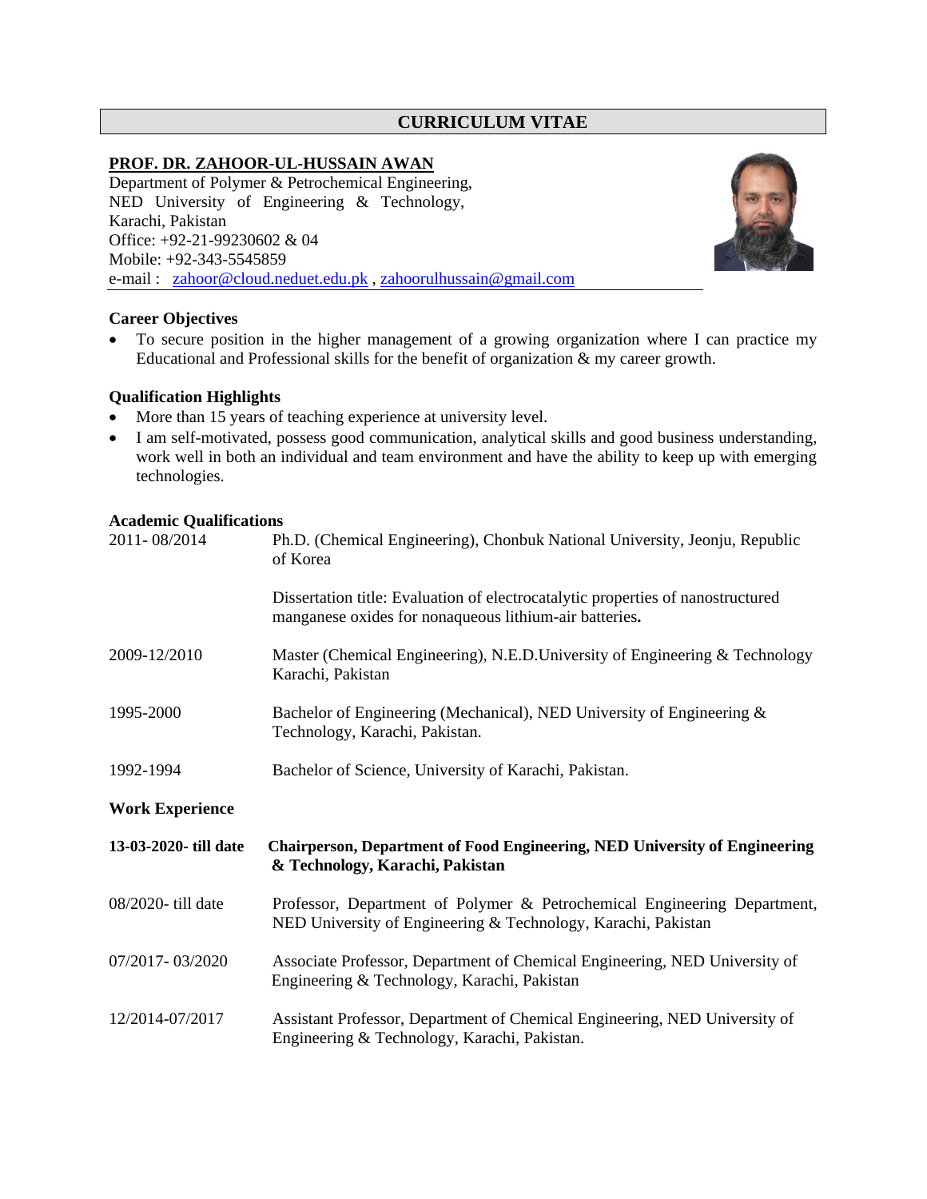# CURRICULUM VITAE

**PROF. DR. ZAHOOR-UL-HUSSAIN AWAN**

Department of Polymer & Petrochemical Engineering,
NED University of Engineering & Technology,
Karachi, Pakistan
Office: +92-21-99230602 & 04
Mobile: +92-343-5545859
e-mail : zahoor@cloud.neduet.edu.pk , zahoorulhussain@gmail.com

## Career Objectives

- To secure position in the higher management of a growing organization where I can practice my Educational and Professional skills for the benefit of organization & my career growth.

## Qualification Highlights

- More than 15 years of teaching experience at university level.
- I am self-motivated, possess good communication, analytical skills and good business understanding, work well in both an individual and team environment and have the ability to keep up with emerging technologies.

## Academic Qualifications

| | |
|---|---|
| 2011- 08/2014 | Ph.D. (Chemical Engineering), Chonbuk National University, Jeonju, Republic of Korea<br><br>Dissertation title: Evaluation of electrocatalytic properties of nanostructured manganese oxides for nonaqueous lithium-air batteries**.** |
| 2009-12/2010 | Master (Chemical Engineering), N.E.D.University of Engineering & Technology Karachi, Pakistan |
| 1995-2000 | Bachelor of Engineering (Mechanical), NED University of Engineering & Technology, Karachi, Pakistan. |
| 1992-1994 | Bachelor of Science, University of Karachi, Pakistan. |

## Work Experience

| | |
|---|---|
| **13-03-2020- till date** | **Chairperson, Department of Food Engineering, NED University of Engineering & Technology, Karachi, Pakistan** |
| 08/2020- till date | Professor, Department of Polymer & Petrochemical Engineering Department, NED University of Engineering & Technology, Karachi, Pakistan |
| 07/2017- 03/2020 | Associate Professor, Department of Chemical Engineering, NED University of Engineering & Technology, Karachi, Pakistan |
| 12/2014-07/2017 | Assistant Professor, Department of Chemical Engineering, NED University of Engineering & Technology, Karachi, Pakistan. |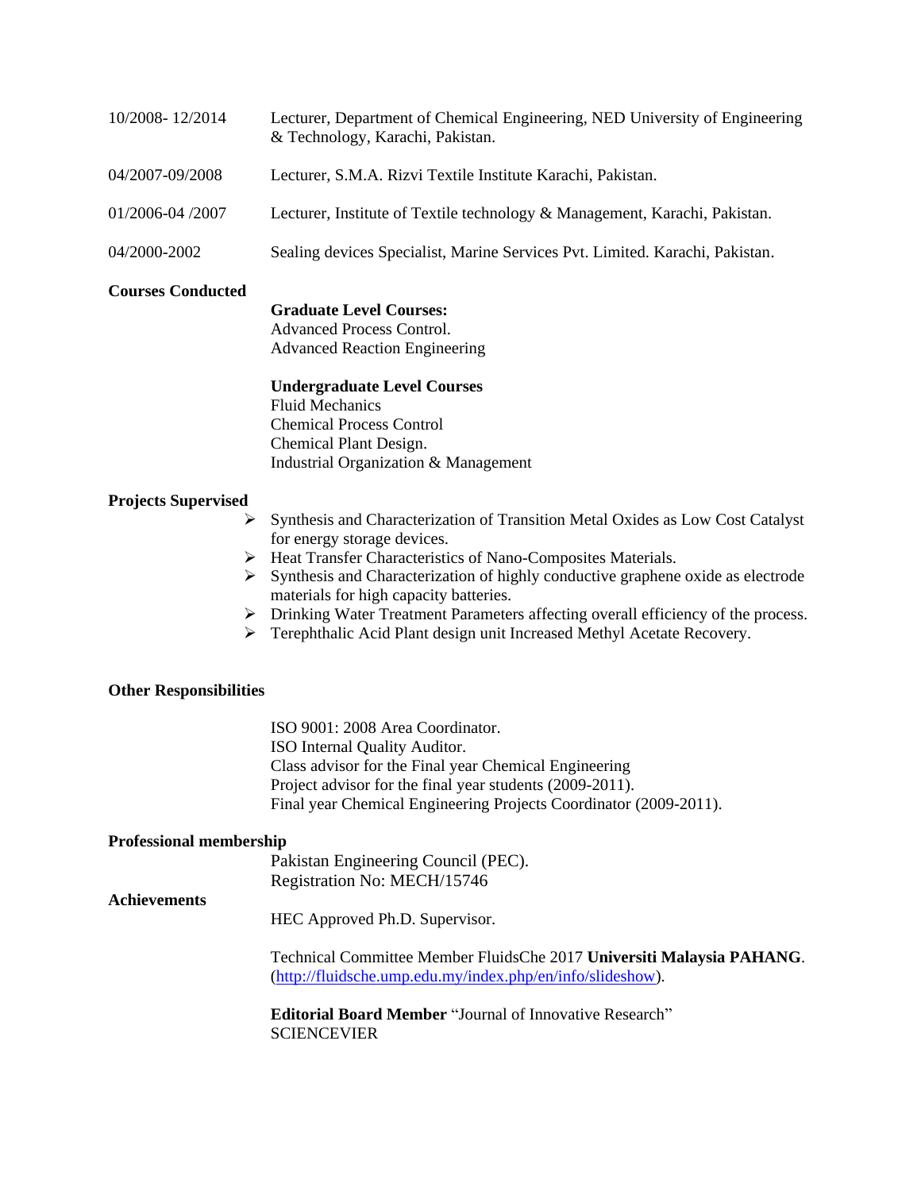| | |
|---|---|
| 10/2008- 12/2014 | Lecturer, Department of Chemical Engineering, NED University of Engineering & Technology, Karachi, Pakistan. |
| 04/2007-09/2008 | Lecturer, S.M.A. Rizvi Textile Institute Karachi, Pakistan. |
| 01/2006-04 /2007 | Lecturer, Institute of Textile technology & Management, Karachi, Pakistan. |
| 04/2000-2002 | Sealing devices Specialist, Marine Services Pvt. Limited. Karachi, Pakistan. |

**Courses Conducted**

**Graduate Level Courses:**
Advanced Process Control.
Advanced Reaction Engineering

**Undergraduate Level Courses**
Fluid Mechanics
Chemical Process Control
Chemical Plant Design.
Industrial Organization & Management

**Projects Supervised**

- Synthesis and Characterization of Transition Metal Oxides as Low Cost Catalyst for energy storage devices.
- Heat Transfer Characteristics of Nano-Composites Materials.
- Synthesis and Characterization of highly conductive graphene oxide as electrode materials for high capacity batteries.
- Drinking Water Treatment Parameters affecting overall efficiency of the process.
- Terephthalic Acid Plant design unit Increased Methyl Acetate Recovery.

**Other Responsibilities**

ISO 9001: 2008 Area Coordinator.
ISO Internal Quality Auditor.
Class advisor for the Final year Chemical Engineering
Project advisor for the final year students (2009-2011).
Final year Chemical Engineering Projects Coordinator (2009-2011).

**Professional membership**

Pakistan Engineering Council (PEC).
Registration No: MECH/15746

**Achievements**

HEC Approved Ph.D. Supervisor.

Technical Committee Member FluidsChe 2017 **Universiti Malaysia PAHANG**. (http://fluidsche.ump.edu.my/index.php/en/info/slideshow).

**Editorial Board Member** "Journal of Innovative Research" SCIENCEVIER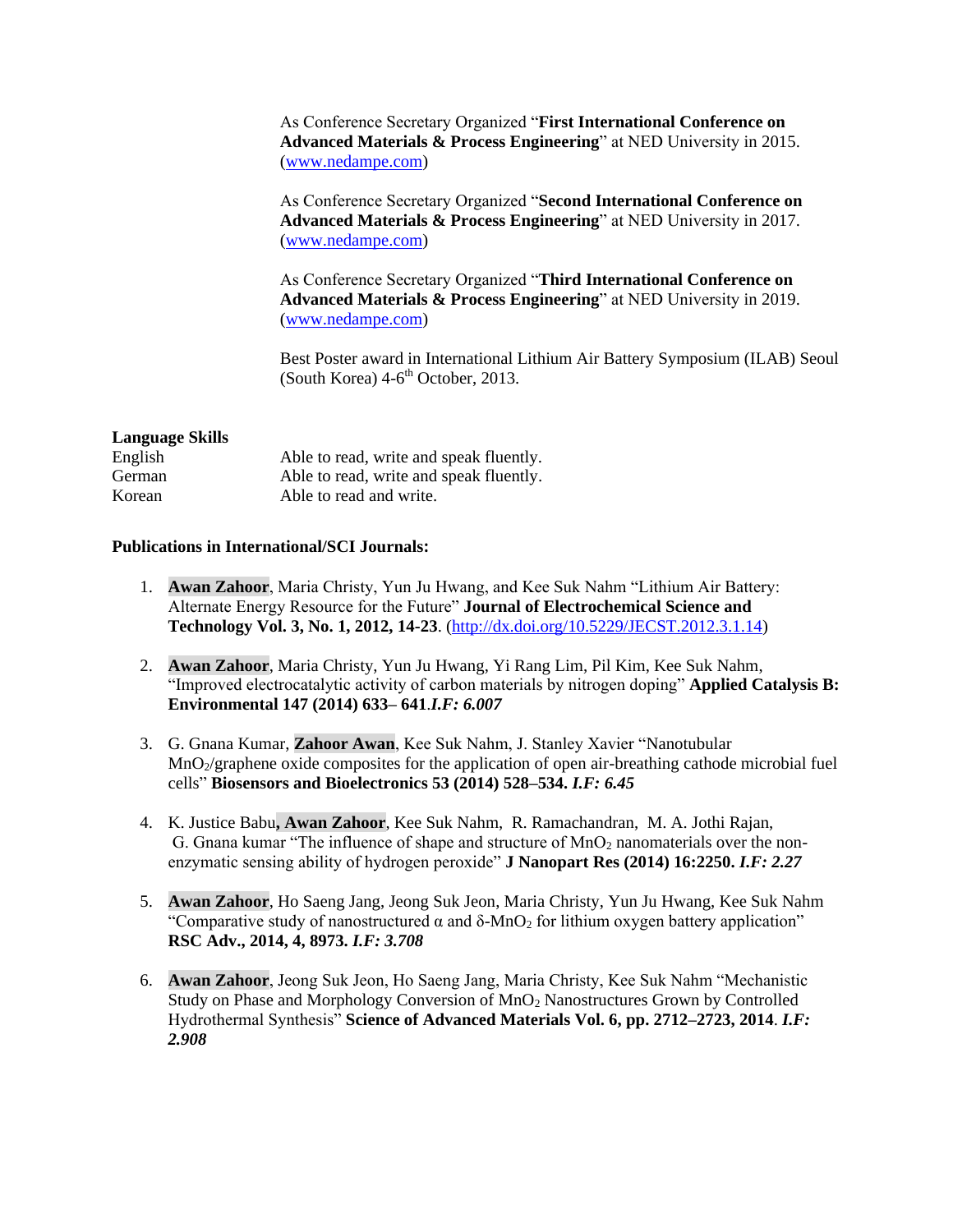As Conference Secretary Organized "**First International Conference on Advanced Materials & Process Engineering**" at NED University in 2015. (www.nedampe.com)

As Conference Secretary Organized "**Second International Conference on Advanced Materials & Process Engineering**" at NED University in 2017. (www.nedampe.com)

As Conference Secretary Organized "**Third International Conference on Advanced Materials & Process Engineering**" at NED University in 2019. (www.nedampe.com)

Best Poster award in International Lithium Air Battery Symposium (ILAB) Seoul (South Korea) 4-6$^{th}$ October, 2013.

**Language Skills**

| | |
|---|---|
| English | Able to read, write and speak fluently. |
| German | Able to read, write and speak fluently. |
| Korean | Able to read and write. |

**Publications in International/SCI Journals:**

1. **Awan Zahoor**, Maria Christy, Yun Ju Hwang, and Kee Suk Nahm "Lithium Air Battery: Alternate Energy Resource for the Future" **Journal of Electrochemical Science and Technology Vol. 3, No. 1, 2012, 14-23**. (http://dx.doi.org/10.5229/JECST.2012.3.1.14)

2. **Awan Zahoor**, Maria Christy, Yun Ju Hwang, Yi Rang Lim, Pil Kim, Kee Suk Nahm, "Improved electrocatalytic activity of carbon materials by nitrogen doping" **Applied Catalysis B: Environmental 147 (2014) 633– 641**.***I.F: 6.007***

3. G. Gnana Kumar, **Zahoor Awan**, Kee Suk Nahm, J. Stanley Xavier "Nanotubular $MnO_2$/graphene oxide composites for the application of open air-breathing cathode microbial fuel cells" **Biosensors and Bioelectronics 53 (2014) 528–534.** ***I.F: 6.45***

4. K. Justice Babu**, Awan Zahoor**, Kee Suk Nahm, R. Ramachandran, M. A. Jothi Rajan, G. Gnana kumar "The influence of shape and structure of $MnO_2$ nanomaterials over the non-enzymatic sensing ability of hydrogen peroxide" **J Nanopart Res (2014) 16:2250.** ***I.F: 2.27***

5. **Awan Zahoor**, Ho Saeng Jang, Jeong Suk Jeon, Maria Christy, Yun Ju Hwang, Kee Suk Nahm "Comparative study of nanostructured α and δ-$MnO_2$ for lithium oxygen battery application" **RSC Adv., 2014, 4, 8973.** ***I.F: 3.708***

6. **Awan Zahoor**, Jeong Suk Jeon, Ho Saeng Jang, Maria Christy, Kee Suk Nahm "Mechanistic Study on Phase and Morphology Conversion of $MnO_2$ Nanostructures Grown by Controlled Hydrothermal Synthesis" **Science of Advanced Materials Vol. 6, pp. 2712–2723, 2014**. ***I.F: 2.908***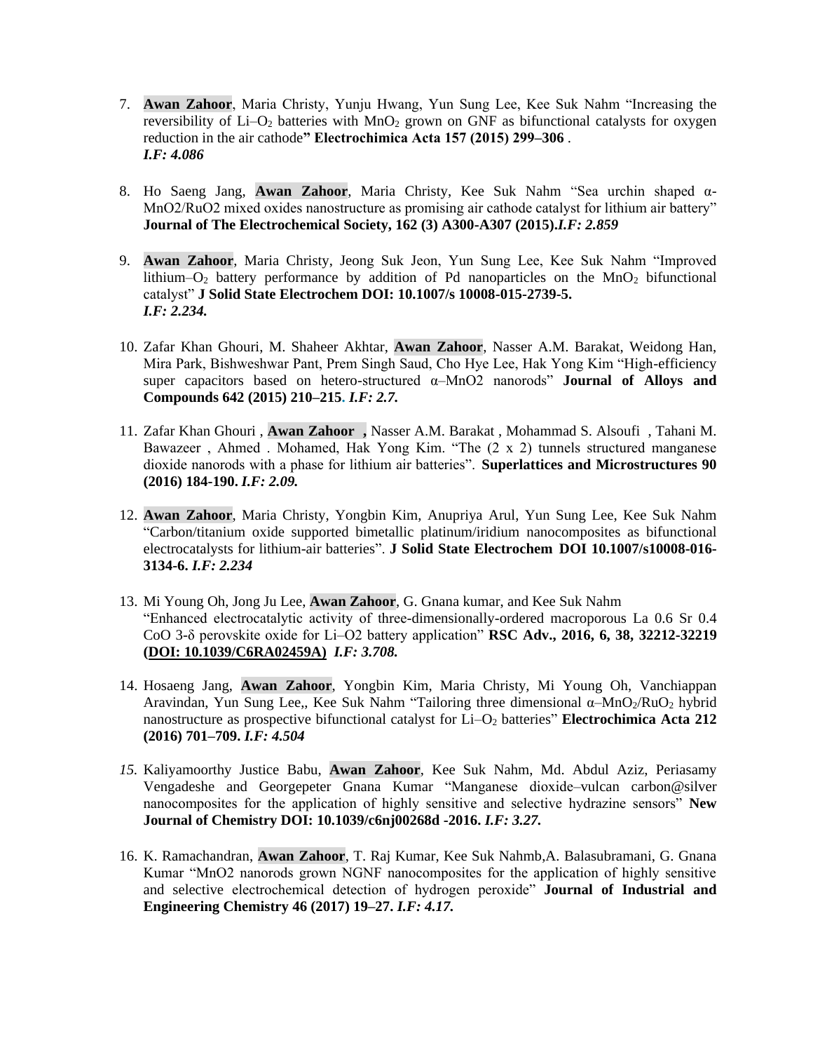7. **Awan Zahoor**, Maria Christy, Yunju Hwang, Yun Sung Lee, Kee Suk Nahm "Increasing the reversibility of Li–$O_2$ batteries with $MnO_2$ grown on GNF as bifunctional catalysts for oxygen reduction in the air cathode**" Electrochimica Acta 157 (2015) 299–306** .
   ***I.F: 4.086***

8. Ho Saeng Jang, **Awan Zahoor**, Maria Christy, Kee Suk Nahm "Sea urchin shaped α-MnO2/RuO2 mixed oxides nanostructure as promising air cathode catalyst for lithium air battery" **Journal of The Electrochemical Society, 162 (3) A300-A307 (2015).*I.F: 2.859***

9. **Awan Zahoor**, Maria Christy, Jeong Suk Jeon, Yun Sung Lee, Kee Suk Nahm "Improved lithium–$O_2$ battery performance by addition of Pd nanoparticles on the $MnO_2$ bifunctional catalyst" **J Solid State Electrochem DOI: 10.1007/s 10008-015-2739-5.**
   ***I.F: 2.234.***

10. Zafar Khan Ghouri, M. Shaheer Akhtar, **Awan Zahoor**, Nasser A.M. Barakat, Weidong Han, Mira Park, Bishweshwar Pant, Prem Singh Saud, Cho Hye Lee, Hak Yong Kim "High-efficiency super capacitors based on hetero-structured α–MnO2 nanorods" **Journal of Alloys and Compounds 642 (2015) 210–215. *I.F: 2.7.***

11. Zafar Khan Ghouri , **Awan Zahoor ,** Nasser A.M. Barakat , Mohammad S. Alsoufi , Tahani M. Bawazeer , Ahmed . Mohamed, Hak Yong Kim. "The (2 x 2) tunnels structured manganese dioxide nanorods with a phase for lithium air batteries". **Superlattices and Microstructures 90 (2016) 184-190. *I.F: 2.09.***

12. **Awan Zahoor**, Maria Christy, Yongbin Kim, Anupriya Arul, Yun Sung Lee, Kee Suk Nahm "Carbon/titanium oxide supported bimetallic platinum/iridium nanocomposites as bifunctional electrocatalysts for lithium-air batteries". **J Solid State Electrochem DOI 10.1007/s10008-016-3134-6. *I.F: 2.234***

13. Mi Young Oh, Jong Ju Lee, **Awan Zahoor**, G. Gnana kumar, and Kee Suk Nahm
   "Enhanced electrocatalytic activity of three-dimensionally-ordered macroporous La 0.6 Sr 0.4 CoO 3-δ perovskite oxide for Li–O2 battery application" **RSC Adv., 2016, 6, 38, 32212-32219 (DOI: 10.1039/C6RA02459A) *I.F: 3.708.***

14. Hosaeng Jang, **Awan Zahoor**, Yongbin Kim, Maria Christy, Mi Young Oh, Vanchiappan Aravindan, Yun Sung Lee,, Kee Suk Nahm "Tailoring three dimensional α–$MnO_2$/$RuO_2$ hybrid nanostructure as prospective bifunctional catalyst for Li–$O_2$ batteries" **Electrochimica Acta 212 (2016) 701–709. *I.F: 4.504***

15. Kaliyamoorthy Justice Babu, **Awan Zahoor**, Kee Suk Nahm, Md. Abdul Aziz, Periasamy Vengadeshe and Georgepeter Gnana Kumar "Manganese dioxide–vulcan carbon@silver nanocomposites for the application of highly sensitive and selective hydrazine sensors" **New Journal of Chemistry DOI: 10.1039/c6nj00268d -2016. *I.F: 3.27.***

16. K. Ramachandran, **Awan Zahoor**, T. Raj Kumar, Kee Suk Nahmb,A. Balasubramani, G. Gnana Kumar "MnO2 nanorods grown NGNF nanocomposites for the application of highly sensitive and selective electrochemical detection of hydrogen peroxide" **Journal of Industrial and Engineering Chemistry 46 (2017) 19–27. *I.F: 4.17.***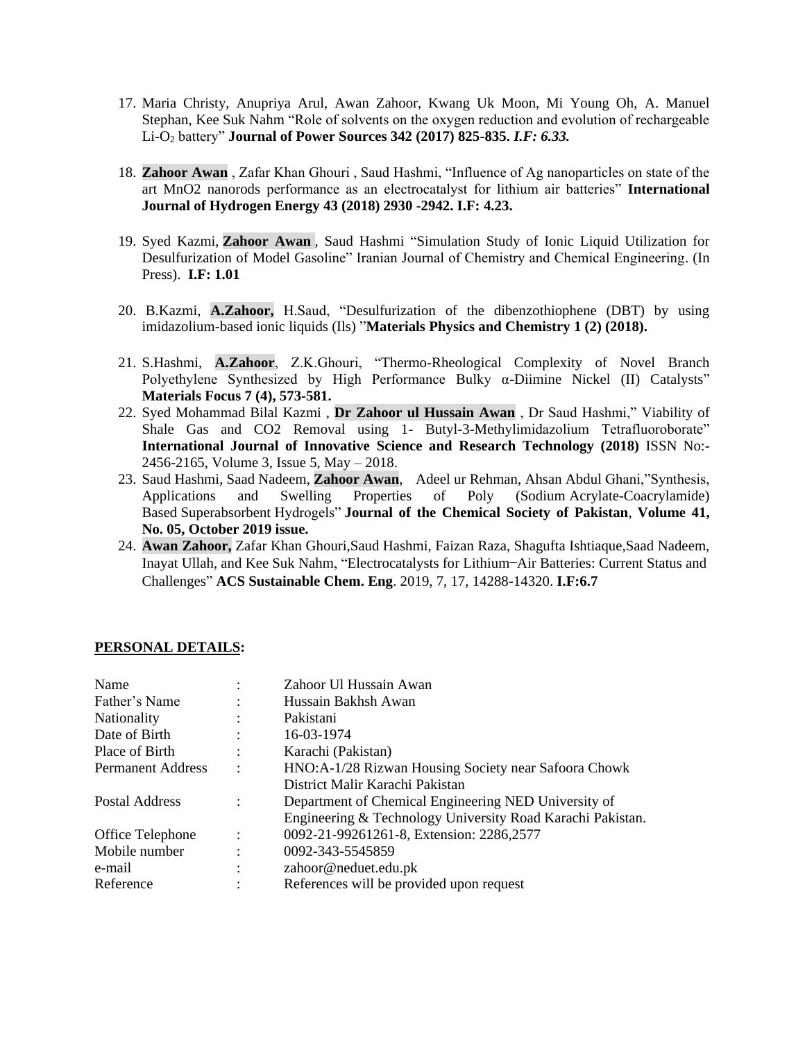17. Maria Christy, Anupriya Arul, Awan Zahoor, Kwang Uk Moon, Mi Young Oh, A. Manuel Stephan, Kee Suk Nahm "Role of solvents on the oxygen reduction and evolution of rechargeable Li-$O_2$ battery" **Journal of Power Sources 342 (2017) 825-835.** ***I.F: 6.33.***

18. **Zahoor Awan** , Zafar Khan Ghouri , Saud Hashmi, "Influence of Ag nanoparticles on state of the art MnO2 nanorods performance as an electrocatalyst for lithium air batteries" **International Journal of Hydrogen Energy 43 (2018) 2930 -2942. I.F: 4.23.**

19. Syed Kazmi, **Zahoor Awan** , Saud Hashmi "Simulation Study of Ionic Liquid Utilization for Desulfurization of Model Gasoline" Iranian Journal of Chemistry and Chemical Engineering. (In Press). **I.F: 1.01**

20. B.Kazmi, **A.Zahoor,** H.Saud, "Desulfurization of the dibenzothiophene (DBT) by using imidazolium-based ionic liquids (Ils) "**Materials Physics and Chemistry 1 (2) (2018).**

21. S.Hashmi, **A.Zahoor**, Z.K.Ghouri, "Thermo-Rheological Complexity of Novel Branch Polyethylene Synthesized by High Performance Bulky α-Diimine Nickel (II) Catalysts" **Materials Focus 7 (4), 573-581.**
22. Syed Mohammad Bilal Kazmi , **Dr Zahoor ul Hussain Awan** , Dr Saud Hashmi," Viability of Shale Gas and CO2 Removal using 1- Butyl-3-Methylimidazolium Tetrafluoroborate" **International Journal of Innovative Science and Research Technology (2018)** ISSN No:- 2456-2165, Volume 3, Issue 5, May – 2018.
23. Saud Hashmi, Saad Nadeem, **Zahoor Awan**, Adeel ur Rehman, Ahsan Abdul Ghani,"Synthesis, Applications and Swelling Properties of Poly (Sodium Acrylate-Coacrylamide) Based Superabsorbent Hydrogels" **Journal of the Chemical Society of Pakistan**, **Volume 41, No. 05, October 2019 issue.**
24. **Awan Zahoor,** Zafar Khan Ghouri,Saud Hashmi, Faizan Raza, Shagufta Ishtiaque,Saad Nadeem, Inayat Ullah, and Kee Suk Nahm, "Electrocatalysts for Lithium−Air Batteries: Current Status and Challenges" **ACS Sustainable Chem. Eng**. 2019, 7, 17, 14288-14320. **I.F:6.7**

**PERSONAL DETAILS:**

| | | |
|---|---|---|
| Name | : | Zahoor Ul Hussain Awan |
| Father's Name | : | Hussain Bakhsh Awan |
| Nationality | : | Pakistani |
| Date of Birth | : | 16-03-1974 |
| Place of Birth | : | Karachi (Pakistan) |
| Permanent Address | : | HNO:A-1/28 Rizwan Housing Society near Safoora Chowk District Malir Karachi Pakistan |
| Postal Address | : | Department of Chemical Engineering NED University of Engineering & Technology University Road Karachi Pakistan. |
| Office Telephone | : | 0092-21-99261261-8, Extension: 2286,2577 |
| Mobile number | : | 0092-343-5545859 |
| e-mail | : | zahoor@neduet.edu.pk |
| Reference | : | References will be provided upon request |